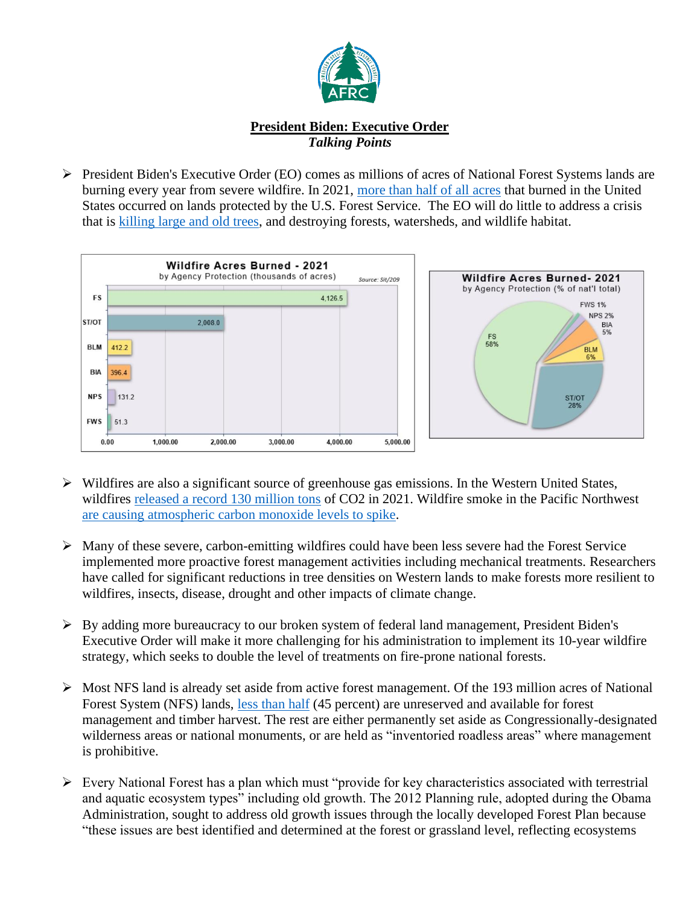**President Biden: Executive Order**

***Talking Points***

- President Biden's Executive Order (EO) comes as millions of acres of National Forest Systems lands are burning every year from severe wildfire. In 2021, more than half of all acres that burned in the United States occurred on lands protected by the U.S. Forest Service. The EO will do little to address a crisis that is killing large and old trees, and destroying forests, watersheds, and wildlife habitat.

**Wildfire Acres Burned - 2021**
by Agency Protection (thousands of acres)
Source: Sit/209

| Agency | Thousands of acres |
|---|---|
| FS | 4,126.5 |
| ST/OT | 2,008.0 |
| BLM | 412.2 |
| BIA | 396.4 |
| NPS | 131.2 |
| FWS | 51.3 |

**Wildfire Acres Burned- 2021**
by Agency Protection (% of nat'l total)

| Agency | % of nat'l total |
|---|---|
| FS | 58% |
| ST/OT | 28% |
| BLM | 6% |
| BIA | 5% |
| NPS | 2% |
| FWS | 1% |

- Wildfires are also a significant source of greenhouse gas emissions. In the Western United States, wildfires released a record 130 million tons of $CO_2$ in 2021. Wildfire smoke in the Pacific Northwest are causing atmospheric carbon monoxide levels to spike.

- Many of these severe, carbon-emitting wildfires could have been less severe had the Forest Service implemented more proactive forest management activities including mechanical treatments. Researchers have called for significant reductions in tree densities on Western lands to make forests more resilient to wildfires, insects, disease, drought and other impacts of climate change.

- By adding more bureaucracy to our broken system of federal land management, President Biden's Executive Order will make it more challenging for his administration to implement its 10-year wildfire strategy, which seeks to double the level of treatments on fire-prone national forests.

- Most NFS land is already set aside from active forest management. Of the 193 million acres of National Forest System (NFS) lands, less than half (45 percent) are unreserved and available for forest management and timber harvest. The rest are either permanently set aside as Congressionally-designated wilderness areas or national monuments, or are held as "inventoried roadless areas" where management is prohibitive.

- Every National Forest has a plan which must "provide for key characteristics associated with terrestrial and aquatic ecosystem types" including old growth. The 2012 Planning rule, adopted during the Obama Administration, sought to address old growth issues through the locally developed Forest Plan because "these issues are best identified and determined at the forest or grassland level, reflecting ecosystems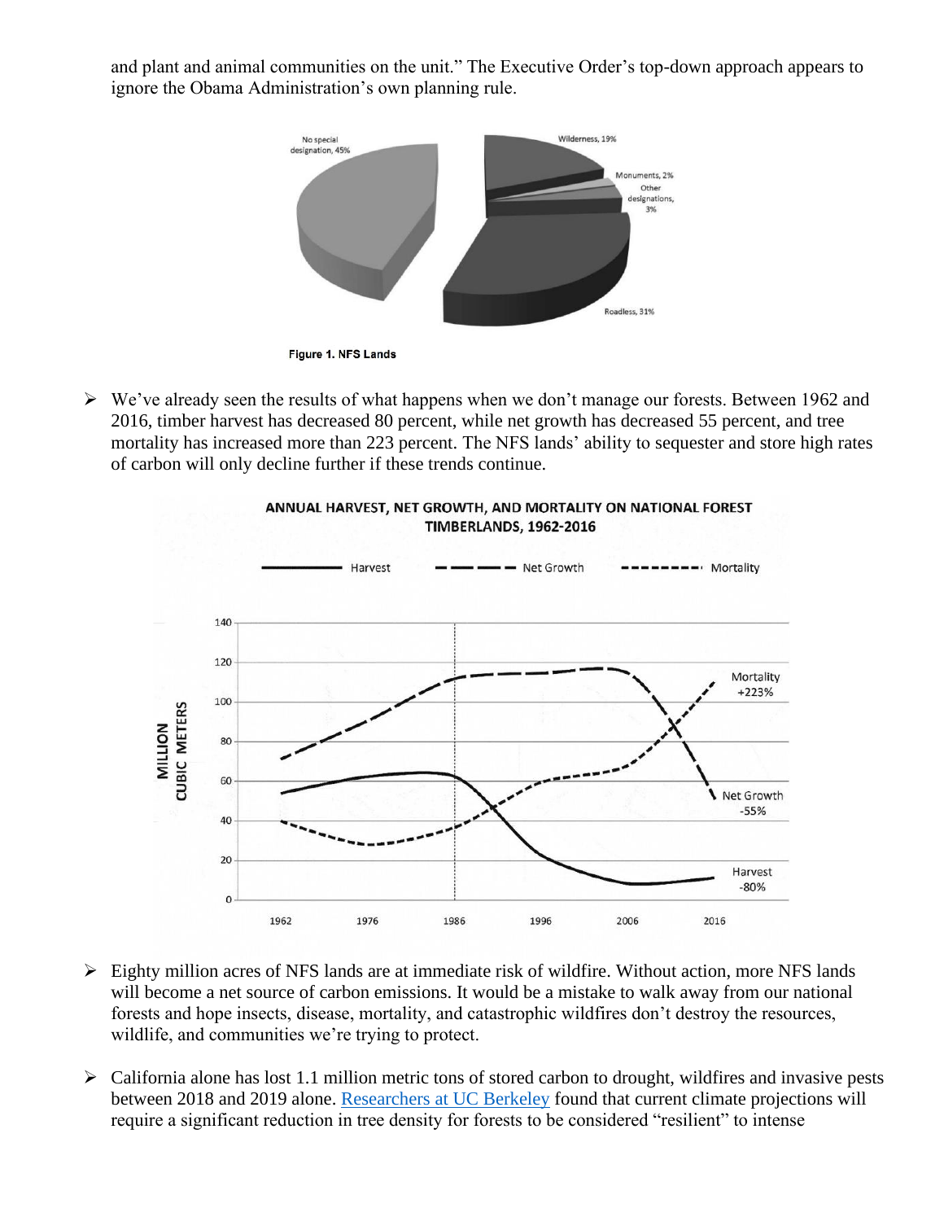and plant and animal communities on the unit." The Executive Order's top-down approach appears to ignore the Obama Administration's own planning rule.

Figure 1. NFS Lands

- We've already seen the results of what happens when we don't manage our forests. Between 1962 and 2016, timber harvest has decreased 80 percent, while net growth has decreased 55 percent, and tree mortality has increased more than 223 percent. The NFS lands' ability to sequester and store high rates of carbon will only decline further if these trends continue.

- Eighty million acres of NFS lands are at immediate risk of wildfire. Without action, more NFS lands will become a net source of carbon emissions. It would be a mistake to walk away from our national forests and hope insects, disease, mortality, and catastrophic wildfires don't destroy the resources, wildlife, and communities we're trying to protect.

- California alone has lost 1.1 million metric tons of stored carbon to drought, wildfires and invasive pests between 2018 and 2019 alone. Researchers at UC Berkeley found that current climate projections will require a significant reduction in tree density for forests to be considered "resilient" to intense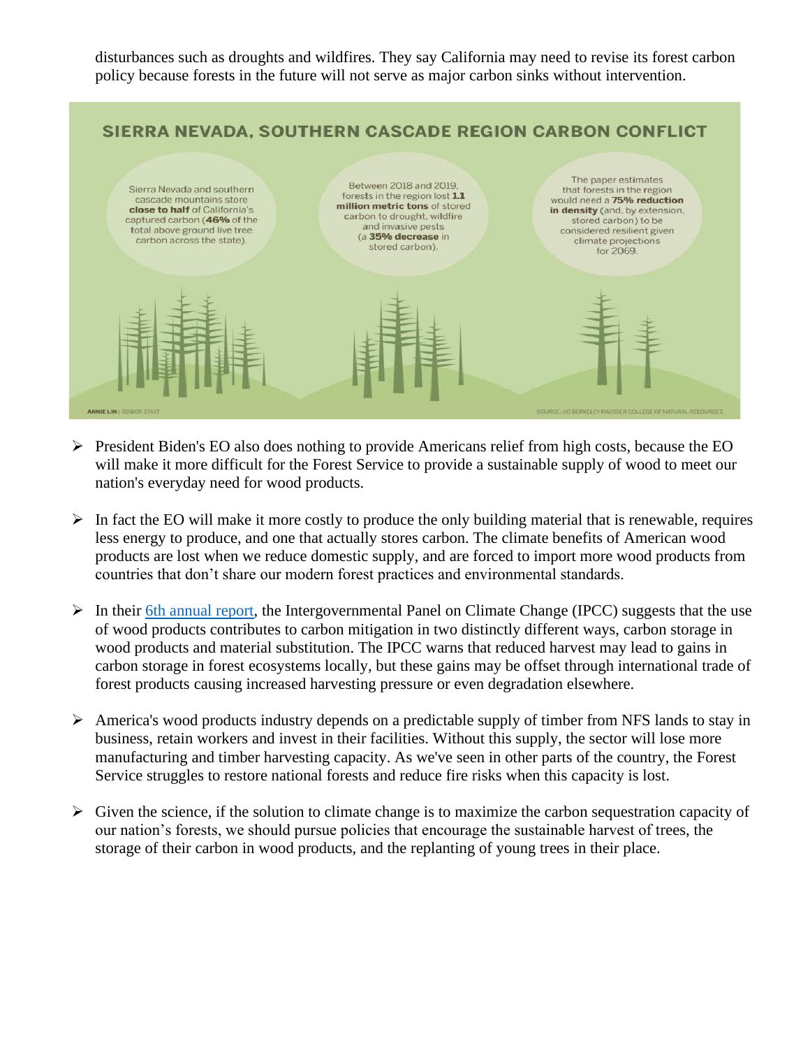disturbances such as droughts and wildfires. They say California may need to revise its forest carbon policy because forests in the future will not serve as major carbon sinks without intervention.

**SIERRA NEVADA, SOUTHERN CASCADE REGION CARBON CONFLICT**

Sierra Nevada and southern cascade mountains store **close to half** of California's captured carbon (**46%** of the total above ground live tree carbon across the state).

Between 2018 and 2019, forests in the region lost **1.1 million metric tons** of stored carbon to drought, wildfire and invasive pests (a **35% decrease** in stored carbon).

The paper estimates that forests in the region would need a **75% reduction in density** (and, by extension, stored carbon) to be considered resilient given climate projections for 2069.

ANNIE LIN | SENIOR STAFF

SOURCE: UC BERKELEY RAUSSER COLLEGE OF NATURAL RESOURCES

- President Biden's EO also does nothing to provide Americans relief from high costs, because the EO will make it more difficult for the Forest Service to provide a sustainable supply of wood to meet our nation's everyday need for wood products.

- In fact the EO will make it more costly to produce the only building material that is renewable, requires less energy to produce, and one that actually stores carbon. The climate benefits of American wood products are lost when we reduce domestic supply, and are forced to import more wood products from countries that don't share our modern forest practices and environmental standards.

- In their 6th annual report, the Intergovernmental Panel on Climate Change (IPCC) suggests that the use of wood products contributes to carbon mitigation in two distinctly different ways, carbon storage in wood products and material substitution. The IPCC warns that reduced harvest may lead to gains in carbon storage in forest ecosystems locally, but these gains may be offset through international trade of forest products causing increased harvesting pressure or even degradation elsewhere.

- America's wood products industry depends on a predictable supply of timber from NFS lands to stay in business, retain workers and invest in their facilities. Without this supply, the sector will lose more manufacturing and timber harvesting capacity. As we've seen in other parts of the country, the Forest Service struggles to restore national forests and reduce fire risks when this capacity is lost.

- Given the science, if the solution to climate change is to maximize the carbon sequestration capacity of our nation's forests, we should pursue policies that encourage the sustainable harvest of trees, the storage of their carbon in wood products, and the replanting of young trees in their place.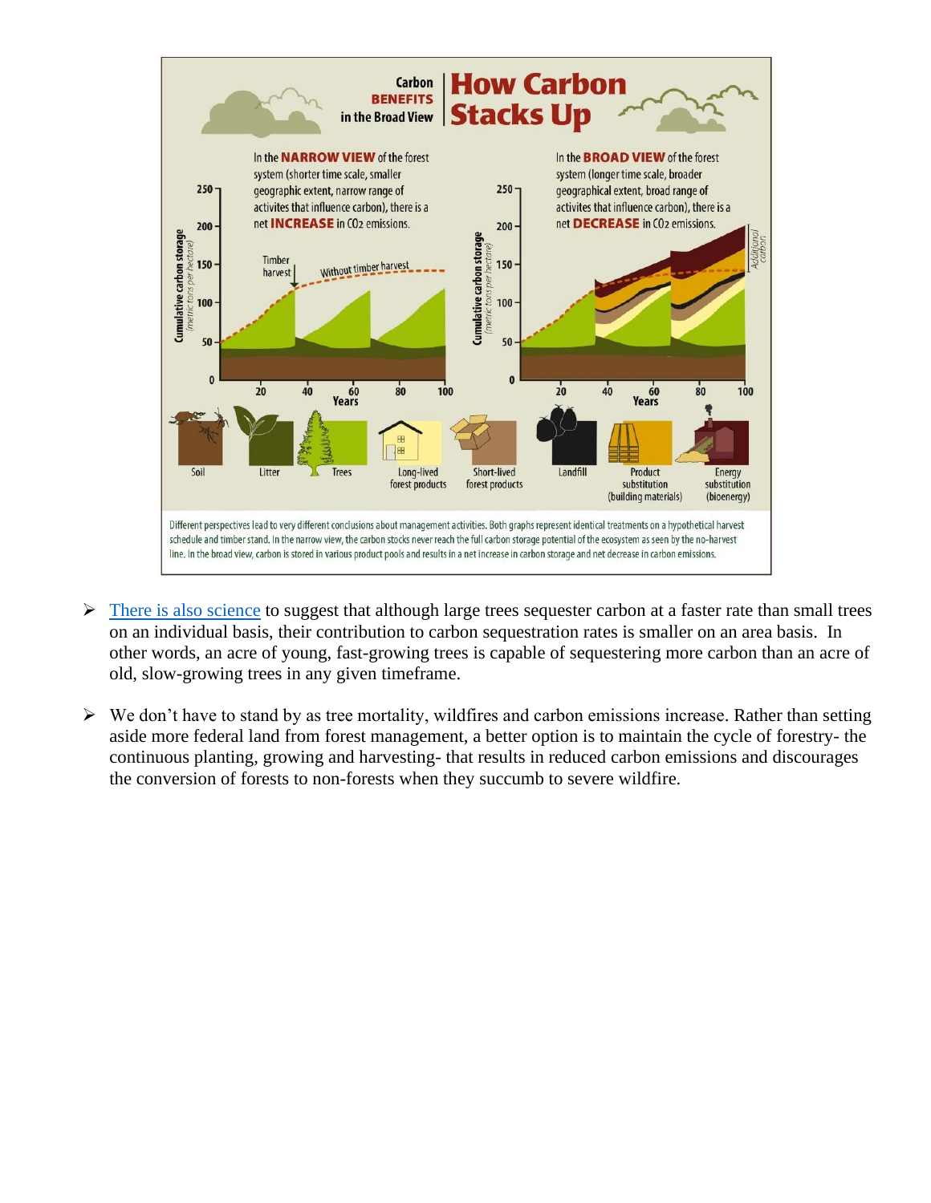Carbon BENEFITS in the Broad View | How Carbon Stacks Up

In the **NARROW VIEW** of the forest system (shorter time scale, smaller geographic extent, narrow range of activites that influence carbon), there is a net **INCREASE** in $CO_2$ emissions.

Cumulative carbon storage (metric tons per hectare)

250
200
150
100
50
0

Timber harvest

Without timber harvest

20 40 60 80 100
Years

In the **BROAD VIEW** of the forest system (longer time scale, broader geographical extent, broad range of activites that influence carbon), there is a net **DECREASE** in $CO_2$ emissions.

Cumulative carbon storage (metric tons per hectare)

250
200
150
100
50
0

Additional carbon

20 40 60 80 100
Years

Soil
Litter
Trees
Long-lived forest products
Short-lived forest products
Landfill
Product substitution (building materials)
Energy substitution (bioenergy)

Different perspectives lead to very different conclusions about management activities. Both graphs represent identical treatments on a hypothetical harvest schedule and timber stand. In the narrow view, the carbon stocks never reach the full carbon storage potential of the ecosystem as seen by the no-harvest line. In the broad view, carbon is stored in various product pools and results in a net increase in carbon storage and net decrease in carbon emissions.

- There is also science to suggest that although large trees sequester carbon at a faster rate than small trees on an individual basis, their contribution to carbon sequestration rates is smaller on an area basis. In other words, an acre of young, fast-growing trees is capable of sequestering more carbon than an acre of old, slow-growing trees in any given timeframe.

- We don't have to stand by as tree mortality, wildfires and carbon emissions increase. Rather than setting aside more federal land from forest management, a better option is to maintain the cycle of forestry- the continuous planting, growing and harvesting- that results in reduced carbon emissions and discourages the conversion of forests to non-forests when they succumb to severe wildfire.